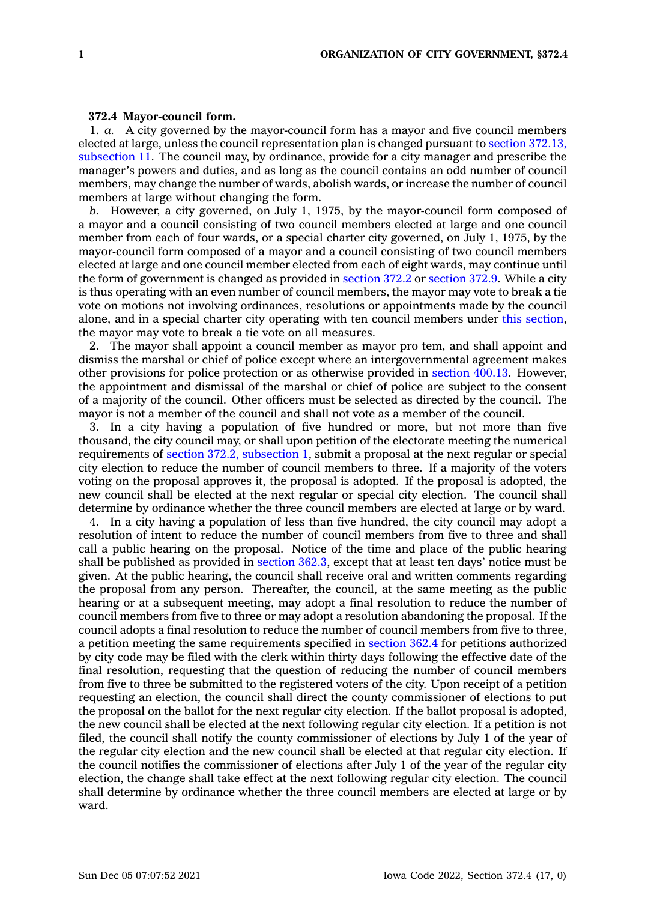**372.4 Mayor-council form.**

1. *a.* A city governed by the mayor-council form has a mayor and five council members elected at large, unless the council representation plan is changed pursuant to section 372.13, subsection 11. The council may, by ordinance, provide for a city manager and prescribe the manager's powers and duties, and as long as the council contains an odd number of council members, may change the number of wards, abolish wards, or increase the number of council members at large without changing the form.

*b.* However, a city governed, on July 1, 1975, by the mayor-council form composed of a mayor and a council consisting of two council members elected at large and one council member from each of four wards, or a special charter city governed, on July 1, 1975, by the mayor-council form composed of a mayor and a council consisting of two council members elected at large and one council member elected from each of eight wards, may continue until the form of government is changed as provided in section 372.2 or section 372.9. While a city is thus operating with an even number of council members, the mayor may vote to break a tie vote on motions not involving ordinances, resolutions or appointments made by the council alone, and in a special charter city operating with ten council members under this section, the mayor may vote to break a tie vote on all measures.

2. The mayor shall appoint a council member as mayor pro tem, and shall appoint and dismiss the marshal or chief of police except where an intergovernmental agreement makes other provisions for police protection or as otherwise provided in section 400.13. However, the appointment and dismissal of the marshal or chief of police are subject to the consent of a majority of the council. Other officers must be selected as directed by the council. The mayor is not a member of the council and shall not vote as a member of the council.

3. In a city having a population of five hundred or more, but not more than five thousand, the city council may, or shall upon petition of the electorate meeting the numerical requirements of section 372.2, subsection 1, submit a proposal at the next regular or special city election to reduce the number of council members to three. If a majority of the voters voting on the proposal approves it, the proposal is adopted. If the proposal is adopted, the new council shall be elected at the next regular or special city election. The council shall determine by ordinance whether the three council members are elected at large or by ward.

4. In a city having a population of less than five hundred, the city council may adopt a resolution of intent to reduce the number of council members from five to three and shall call a public hearing on the proposal. Notice of the time and place of the public hearing shall be published as provided in section 362.3, except that at least ten days' notice must be given. At the public hearing, the council shall receive oral and written comments regarding the proposal from any person. Thereafter, the council, at the same meeting as the public hearing or at a subsequent meeting, may adopt a final resolution to reduce the number of council members from five to three or may adopt a resolution abandoning the proposal. If the council adopts a final resolution to reduce the number of council members from five to three, a petition meeting the same requirements specified in section 362.4 for petitions authorized by city code may be filed with the clerk within thirty days following the effective date of the final resolution, requesting that the question of reducing the number of council members from five to three be submitted to the registered voters of the city. Upon receipt of a petition requesting an election, the council shall direct the county commissioner of elections to put the proposal on the ballot for the next regular city election. If the ballot proposal is adopted, the new council shall be elected at the next following regular city election. If a petition is not filed, the council shall notify the county commissioner of elections by July 1 of the year of the regular city election and the new council shall be elected at that regular city election. If the council notifies the commissioner of elections after July 1 of the year of the regular city election, the change shall take effect at the next following regular city election. The council shall determine by ordinance whether the three council members are elected at large or by ward.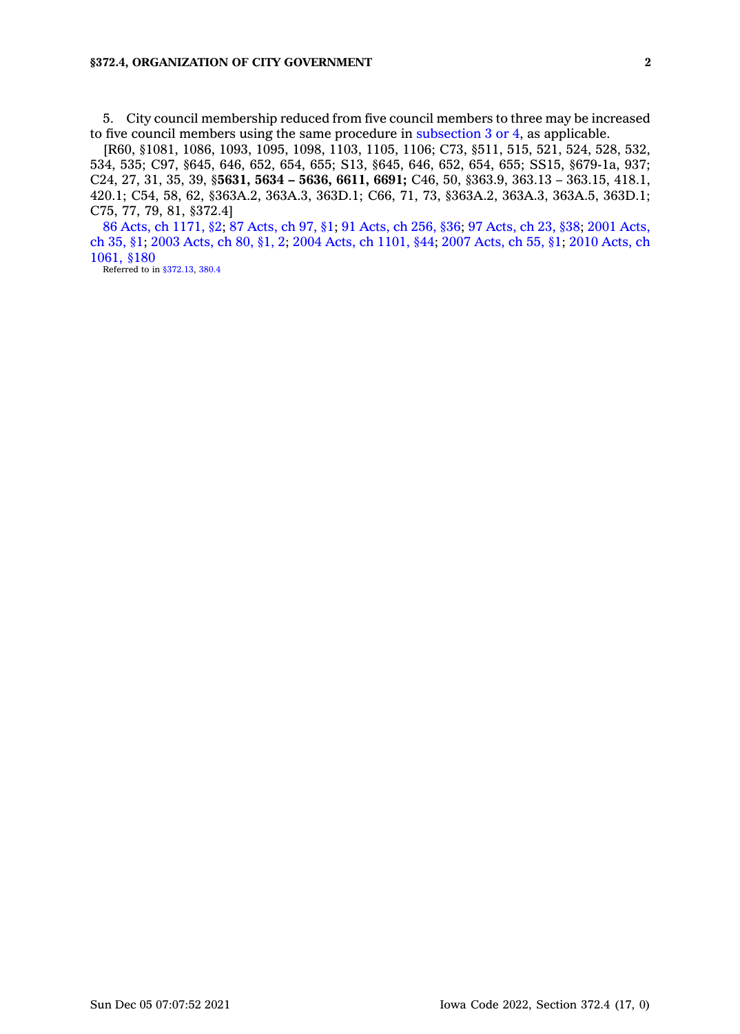5. City council membership reduced from five council members to three may be increased to five council members using the same procedure in subsection 3 or 4, as applicable.

[R60, §1081, 1086, 1093, 1095, 1098, 1103, 1105, 1106; C73, §511, 515, 521, 524, 528, 532, 534, 535; C97, §645, 646, 652, 654, 655; S13, §645, 646, 652, 654, 655; SS15, §679-1a, 937; C24, 27, 31, 35, 39, §**5631, 5634 – 5636, 6611, 6691;** C46, 50, §363.9, 363.13 – 363.15, 418.1, 420.1; C54, 58, 62, §363A.2, 363A.3, 363D.1; C66, 71, 73, §363A.2, 363A.3, 363A.5, 363D.1; C75, 77, 79, 81, §372.4]

86 Acts, ch 1171, §2; 87 Acts, ch 97, §1; 91 Acts, ch 256, §36; 97 Acts, ch 23, §38; 2001 Acts, ch 35, §1; 2003 Acts, ch 80, §1, 2; 2004 Acts, ch 1101, §44; 2007 Acts, ch 55, §1; 2010 Acts, ch 1061, §180

Referred to in §372.13, 380.4